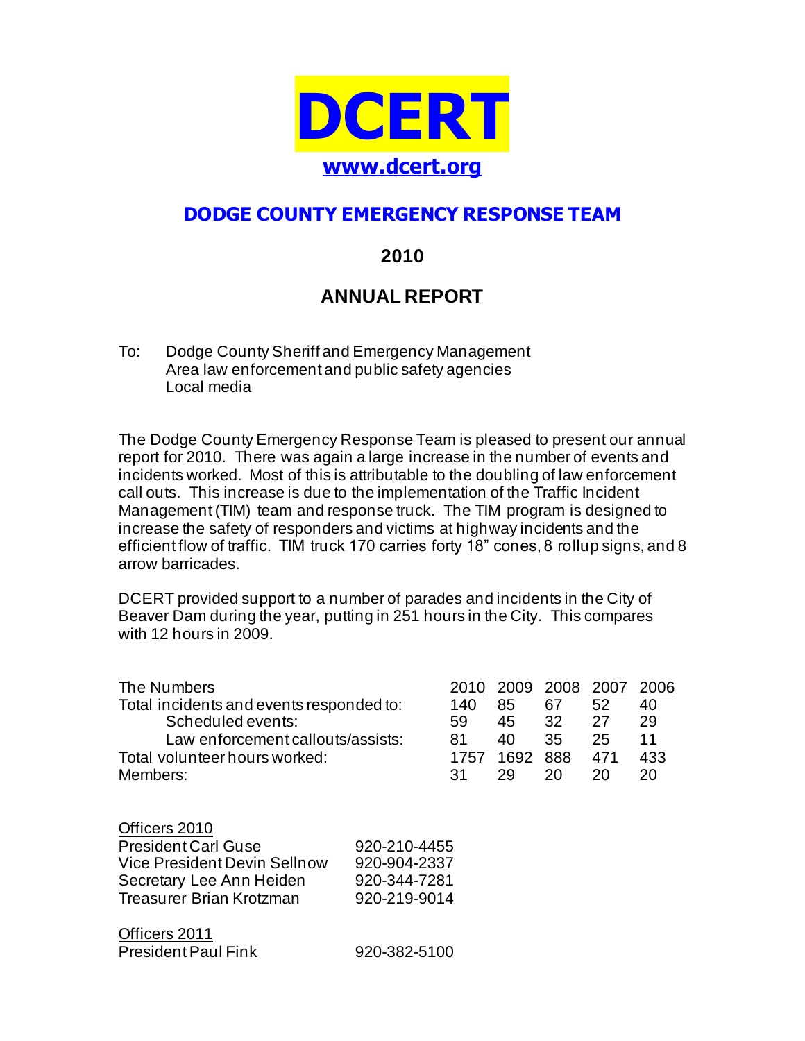# DCERT

**[www.dcert.org](http://www.dcert.org)**

## DODGE COUNTY EMERGENCY RESPONSE TEAM

### 2010

### ANNUAL REPORT

To: Dodge County Sheriff and Emergency Management
Area law enforcement and public safety agencies
Local media

The Dodge County Emergency Response Team is pleased to present our annual report for 2010. There was again a large increase in the number of events and incidents worked. Most of this is attributable to the doubling of law enforcement call outs. This increase is due to the implementation of the Traffic Incident Management (TIM) team and response truck. The TIM program is designed to increase the safety of responders and victims at highway incidents and the efficient flow of traffic. TIM truck 170 carries forty 18" cones, 8 rollup signs, and 8 arrow barricades.

DCERT provided support to a number of parades and incidents in the City of Beaver Dam during the year, putting in 251 hours in the City. This compares with 12 hours in 2009.

| The Numbers | 2010 | 2009 | 2008 | 2007 | 2006 |
|---|---|---|---|---|---|
| Total incidents and events responded to: | 140 | 85 | 67 | 52 | 40 |
| Scheduled events: | 59 | 45 | 32 | 27 | 29 |
| Law enforcement callouts/assists: | 81 | 40 | 35 | 25 | 11 |
| Total volunteer hours worked: | 1757 | 1692 | 888 | 471 | 433 |
| Members: | 31 | 29 | 20 | 20 | 20 |

Officers 2010

| | |
|---|---|
| President Carl Guse | 920-210-4455 |
| Vice President Devin Sellnow | 920-904-2337 |
| Secretary Lee Ann Heiden | 920-344-7281 |
| Treasurer Brian Krotzman | 920-219-9014 |

Officers 2011

| | |
|---|---|
| President Paul Fink | 920-382-5100 |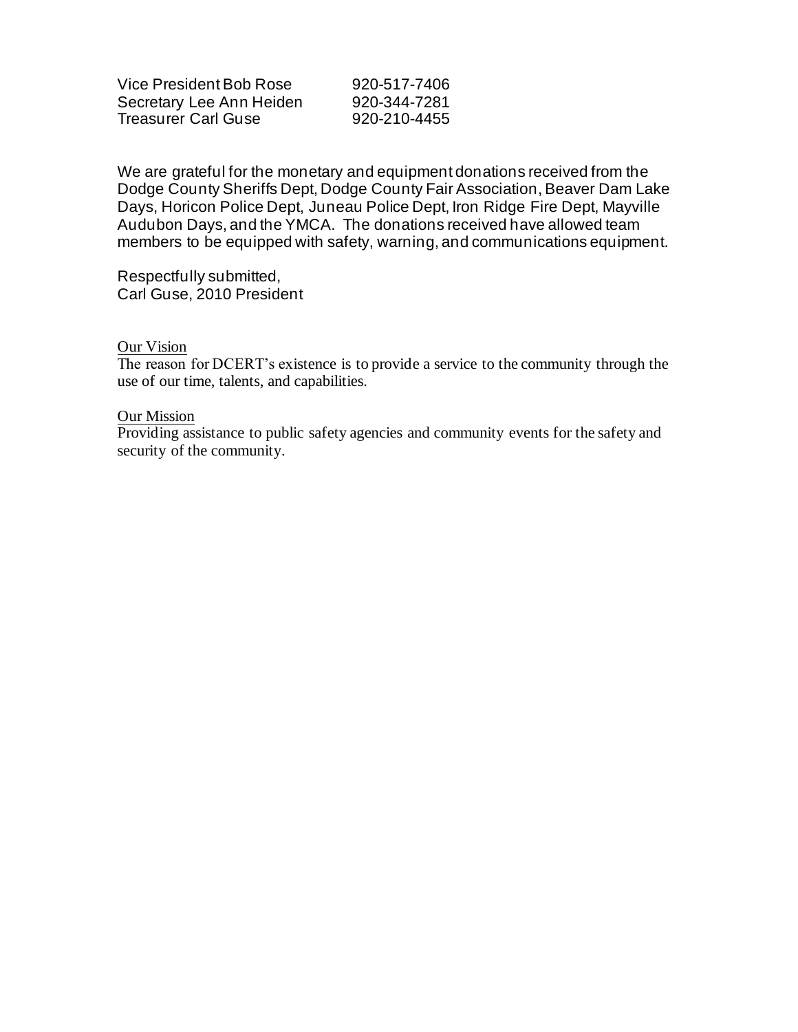| | |
|---|---|
| Vice President Bob Rose | 920-517-7406 |
| Secretary Lee Ann Heiden | 920-344-7281 |
| Treasurer Carl Guse | 920-210-4455 |

We are grateful for the monetary and equipment donations received from the Dodge County Sheriffs Dept, Dodge County Fair Association, Beaver Dam Lake Days, Horicon Police Dept, Juneau Police Dept, Iron Ridge Fire Dept, Mayville Audubon Days, and the YMCA. The donations received have allowed team members to be equipped with safety, warning, and communications equipment.

Respectfully submitted,
Carl Guse, 2010 President

Our Vision

The reason for DCERT's existence is to provide a service to the community through the use of our time, talents, and capabilities.

Our Mission

Providing assistance to public safety agencies and community events for the safety and security of the community.